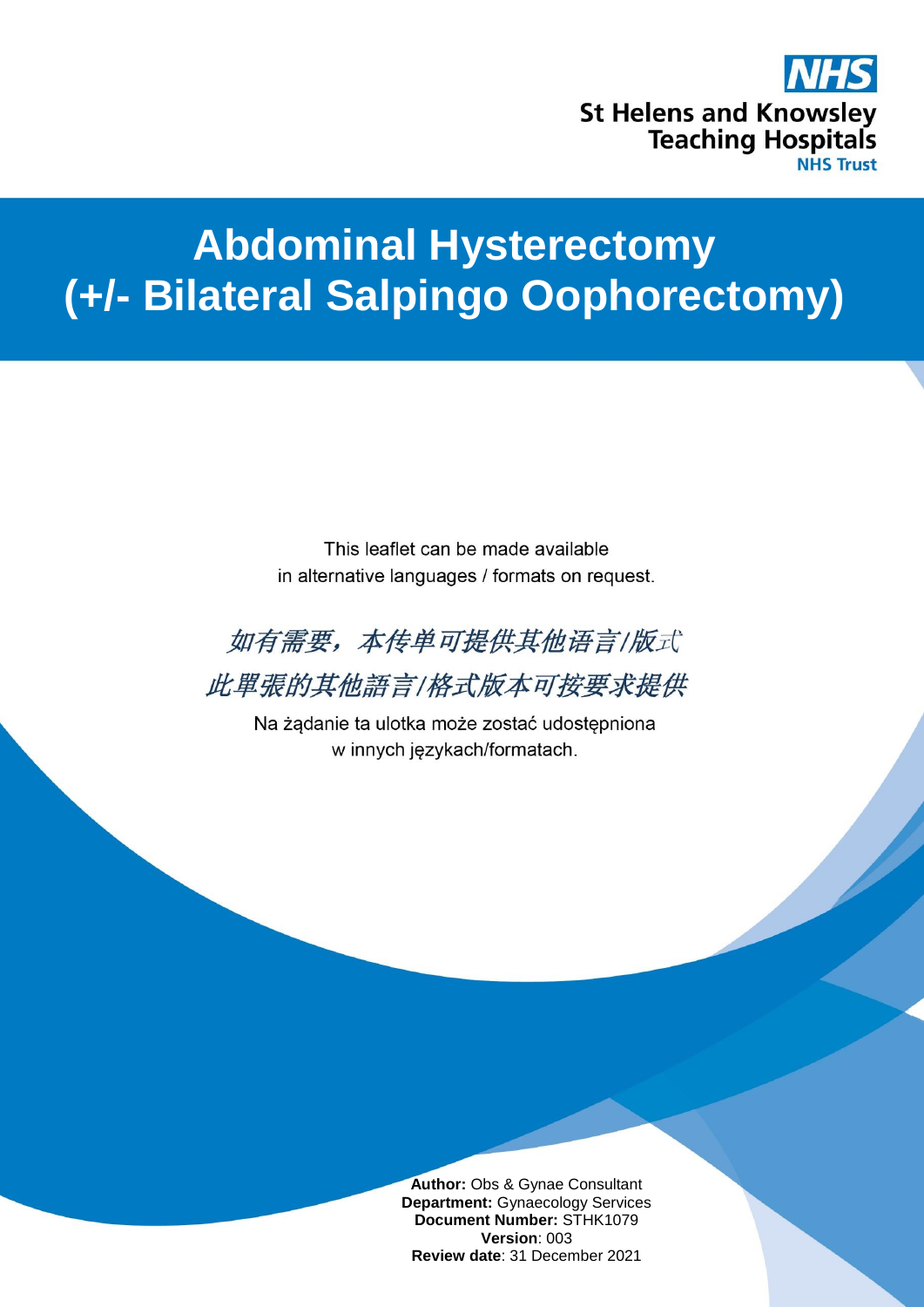St Helens and Knowsley Teaching Hospitals NHS Trust

# Abdominal Hysterectomy (+/- Bilateral Salpingo Oophorectomy)

This leaflet can be made available in alternative languages / formats on request.

*如有需要，本传单可提供其他语言/版式*

*此單張的其他語言/格式版本可按要求提供*

Na żądanie ta ulotka może zostać udostępniona w innych językach/formatach.

**Author:** Obs & Gynae Consultant
**Department:** Gynaecology Services
**Document Number:** STHK1079
**Version**: 003
**Review date**: 31 December 2021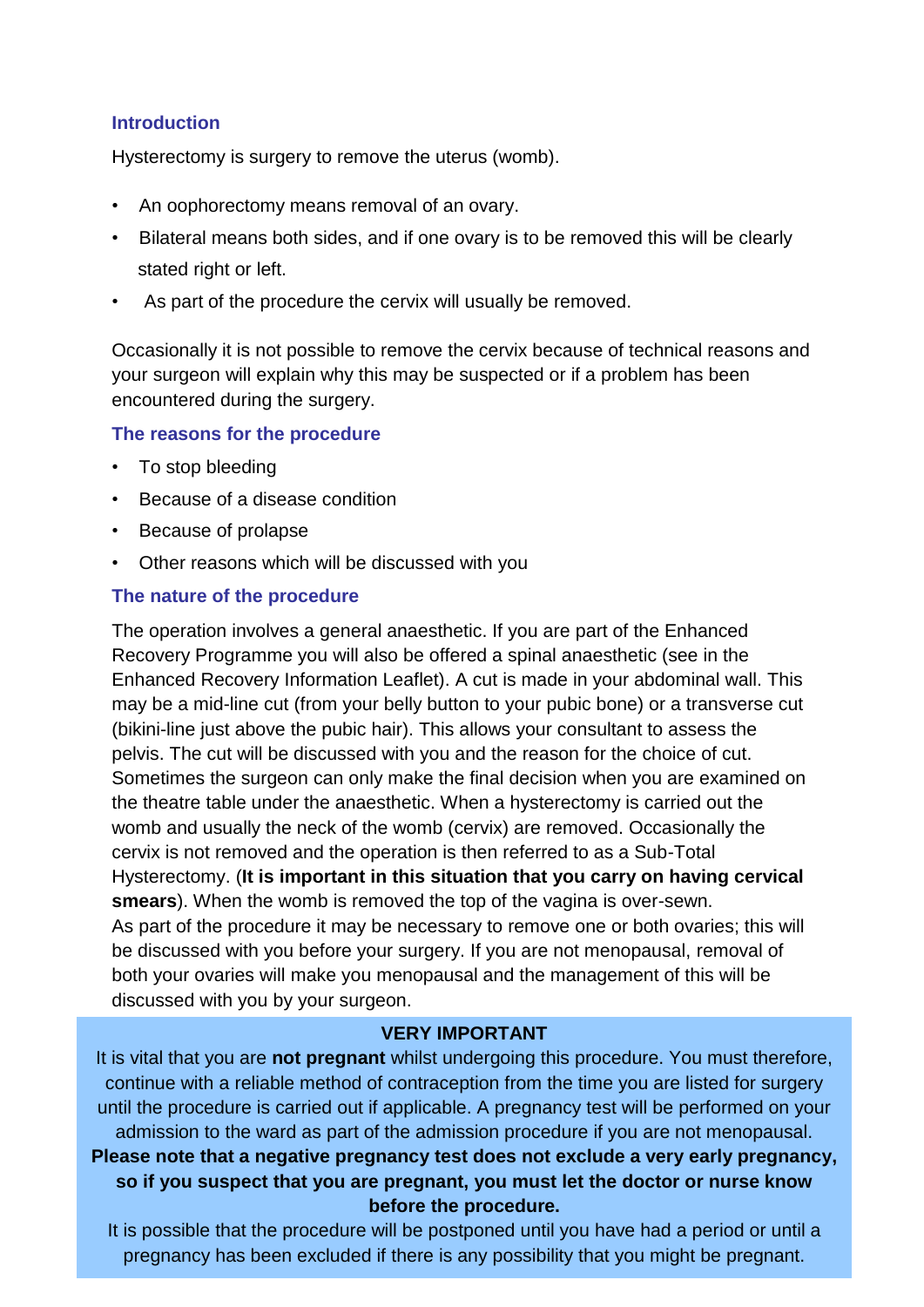## Introduction

Hysterectomy is surgery to remove the uterus (womb).

- An oophorectomy means removal of an ovary.
- Bilateral means both sides, and if one ovary is to be removed this will be clearly stated right or left.
- As part of the procedure the cervix will usually be removed.

Occasionally it is not possible to remove the cervix because of technical reasons and your surgeon will explain why this may be suspected or if a problem has been encountered during the surgery.

## The reasons for the procedure

- To stop bleeding
- Because of a disease condition
- Because of prolapse
- Other reasons which will be discussed with you

## The nature of the procedure

The operation involves a general anaesthetic. If you are part of the Enhanced Recovery Programme you will also be offered a spinal anaesthetic (see in the Enhanced Recovery Information Leaflet). A cut is made in your abdominal wall. This may be a mid-line cut (from your belly button to your pubic bone) or a transverse cut (bikini-line just above the pubic hair). This allows your consultant to assess the pelvis. The cut will be discussed with you and the reason for the choice of cut. Sometimes the surgeon can only make the final decision when you are examined on the theatre table under the anaesthetic. When a hysterectomy is carried out the womb and usually the neck of the womb (cervix) are removed. Occasionally the cervix is not removed and the operation is then referred to as a Sub-Total Hysterectomy. (**It is important in this situation that you carry on having cervical smears**). When the womb is removed the top of the vagina is over-sewn.
As part of the procedure it may be necessary to remove one or both ovaries; this will be discussed with you before your surgery. If you are not menopausal, removal of both your ovaries will make you menopausal and the management of this will be discussed with you by your surgeon.

**VERY IMPORTANT**

It is vital that you are **not pregnant** whilst undergoing this procedure. You must therefore, continue with a reliable method of contraception from the time you are listed for surgery until the procedure is carried out if applicable. A pregnancy test will be performed on your admission to the ward as part of the admission procedure if you are not menopausal.
**Please note that a negative pregnancy test does not exclude a very early pregnancy, so if you suspect that you are pregnant, you must let the doctor or nurse know before the procedure.**
It is possible that the procedure will be postponed until you have had a period or until a pregnancy has been excluded if there is any possibility that you might be pregnant.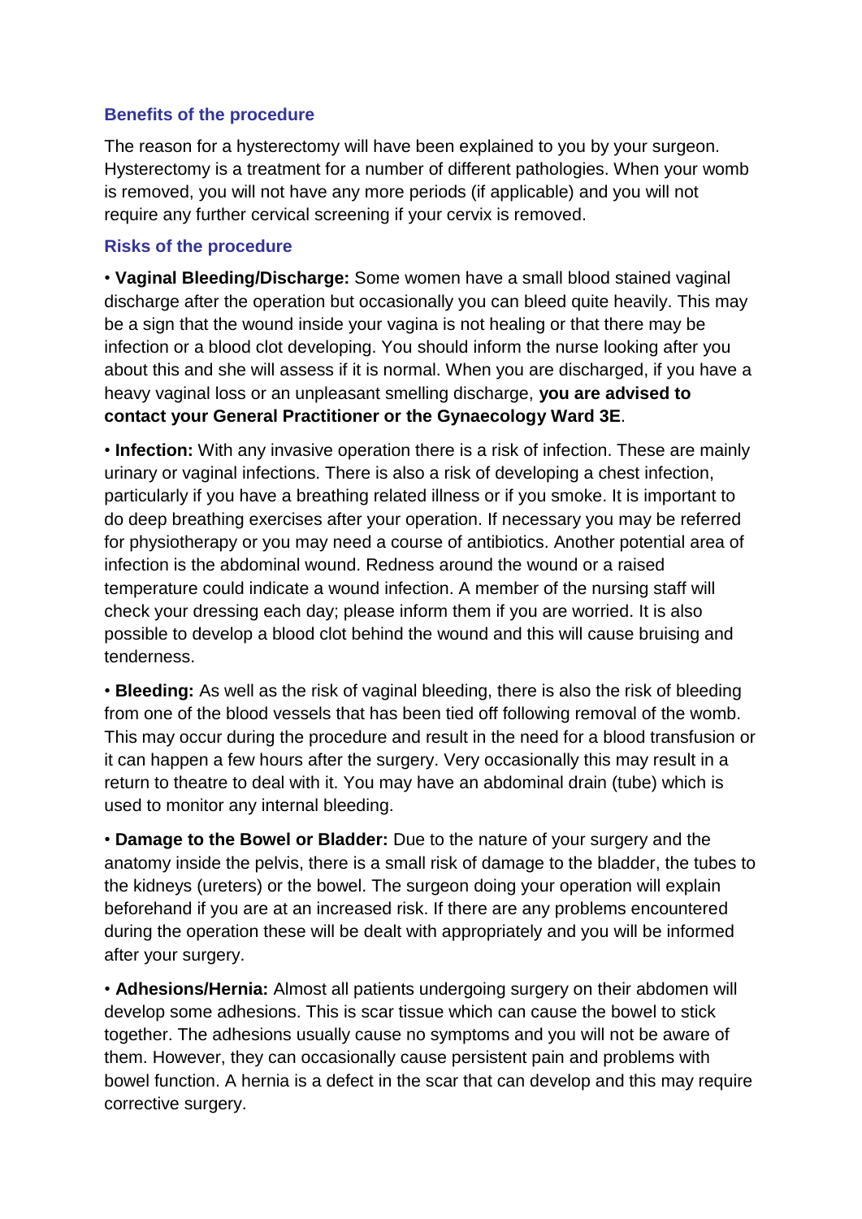## Benefits of the procedure

The reason for a hysterectomy will have been explained to you by your surgeon. Hysterectomy is a treatment for a number of different pathologies. When your womb is removed, you will not have any more periods (if applicable) and you will not require any further cervical screening if your cervix is removed.

## Risks of the procedure

• **Vaginal Bleeding/Discharge:** Some women have a small blood stained vaginal discharge after the operation but occasionally you can bleed quite heavily. This may be a sign that the wound inside your vagina is not healing or that there may be infection or a blood clot developing. You should inform the nurse looking after you about this and she will assess if it is normal. When you are discharged, if you have a heavy vaginal loss or an unpleasant smelling discharge, **you are advised to contact your General Practitioner or the Gynaecology Ward 3E**.

• **Infection:** With any invasive operation there is a risk of infection. These are mainly urinary or vaginal infections. There is also a risk of developing a chest infection, particularly if you have a breathing related illness or if you smoke. It is important to do deep breathing exercises after your operation. If necessary you may be referred for physiotherapy or you may need a course of antibiotics. Another potential area of infection is the abdominal wound. Redness around the wound or a raised temperature could indicate a wound infection. A member of the nursing staff will check your dressing each day; please inform them if you are worried. It is also possible to develop a blood clot behind the wound and this will cause bruising and tenderness.

• **Bleeding:** As well as the risk of vaginal bleeding, there is also the risk of bleeding from one of the blood vessels that has been tied off following removal of the womb. This may occur during the procedure and result in the need for a blood transfusion or it can happen a few hours after the surgery. Very occasionally this may result in a return to theatre to deal with it. You may have an abdominal drain (tube) which is used to monitor any internal bleeding.

• **Damage to the Bowel or Bladder:** Due to the nature of your surgery and the anatomy inside the pelvis, there is a small risk of damage to the bladder, the tubes to the kidneys (ureters) or the bowel. The surgeon doing your operation will explain beforehand if you are at an increased risk. If there are any problems encountered during the operation these will be dealt with appropriately and you will be informed after your surgery.

• **Adhesions/Hernia:** Almost all patients undergoing surgery on their abdomen will develop some adhesions. This is scar tissue which can cause the bowel to stick together. The adhesions usually cause no symptoms and you will not be aware of them. However, they can occasionally cause persistent pain and problems with bowel function. A hernia is a defect in the scar that can develop and this may require corrective surgery.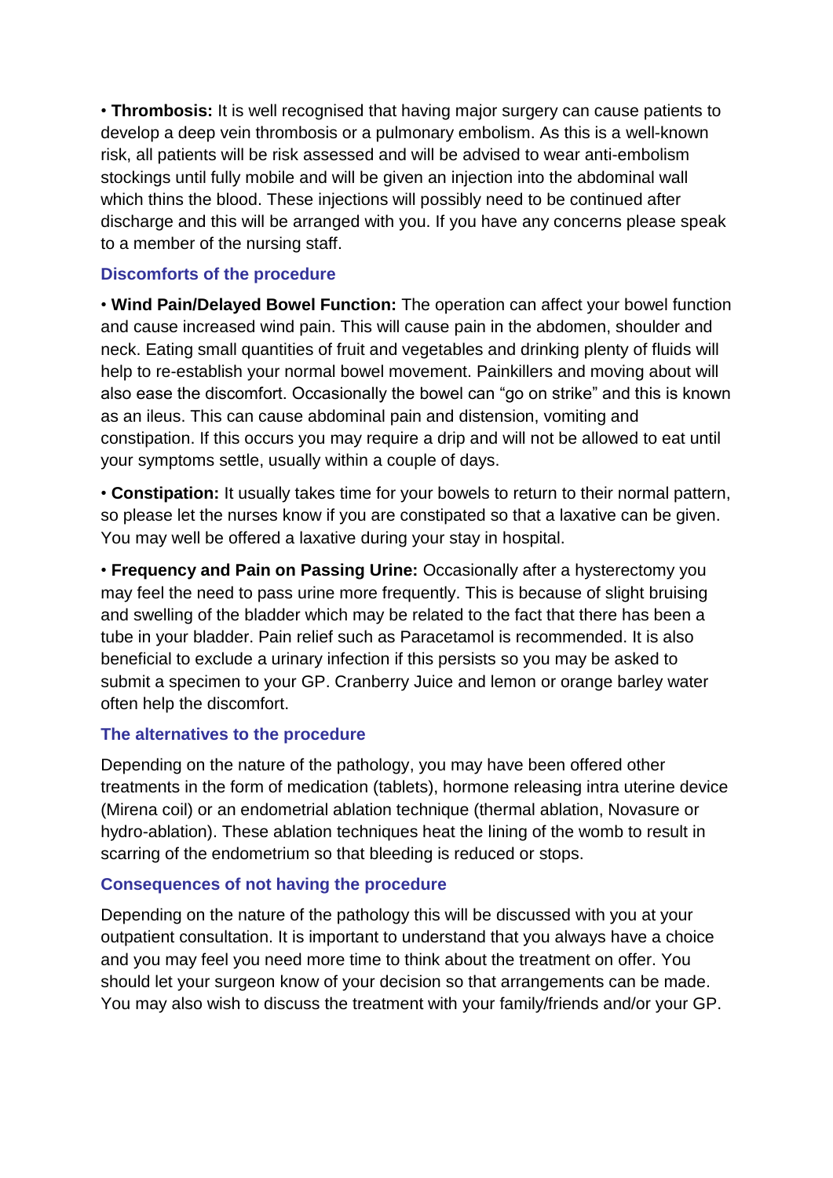- **Thrombosis:** It is well recognised that having major surgery can cause patients to develop a deep vein thrombosis or a pulmonary embolism. As this is a well-known risk, all patients will be risk assessed and will be advised to wear anti-embolism stockings until fully mobile and will be given an injection into the abdominal wall which thins the blood. These injections will possibly need to be continued after discharge and this will be arranged with you. If you have any concerns please speak to a member of the nursing staff.

### Discomforts of the procedure

- **Wind Pain/Delayed Bowel Function:** The operation can affect your bowel function and cause increased wind pain. This will cause pain in the abdomen, shoulder and neck. Eating small quantities of fruit and vegetables and drinking plenty of fluids will help to re-establish your normal bowel movement. Painkillers and moving about will also ease the discomfort. Occasionally the bowel can "go on strike" and this is known as an ileus. This can cause abdominal pain and distension, vomiting and constipation. If this occurs you may require a drip and will not be allowed to eat until your symptoms settle, usually within a couple of days.

- **Constipation:** It usually takes time for your bowels to return to their normal pattern, so please let the nurses know if you are constipated so that a laxative can be given. You may well be offered a laxative during your stay in hospital.

- **Frequency and Pain on Passing Urine:** Occasionally after a hysterectomy you may feel the need to pass urine more frequently. This is because of slight bruising and swelling of the bladder which may be related to the fact that there has been a tube in your bladder. Pain relief such as Paracetamol is recommended. It is also beneficial to exclude a urinary infection if this persists so you may be asked to submit a specimen to your GP. Cranberry Juice and lemon or orange barley water often help the discomfort.

### The alternatives to the procedure

Depending on the nature of the pathology, you may have been offered other treatments in the form of medication (tablets), hormone releasing intra uterine device (Mirena coil) or an endometrial ablation technique (thermal ablation, Novasure or hydro-ablation). These ablation techniques heat the lining of the womb to result in scarring of the endometrium so that bleeding is reduced or stops.

### Consequences of not having the procedure

Depending on the nature of the pathology this will be discussed with you at your outpatient consultation. It is important to understand that you always have a choice and you may feel you need more time to think about the treatment on offer. You should let your surgeon know of your decision so that arrangements can be made. You may also wish to discuss the treatment with your family/friends and/or your GP.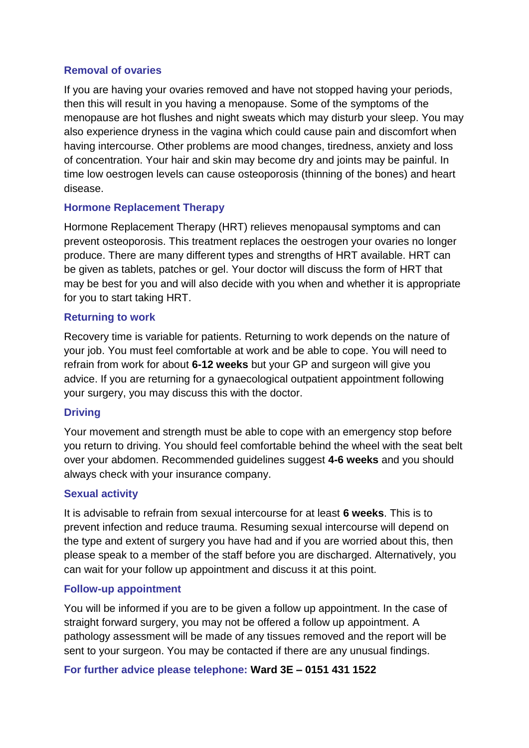## Removal of ovaries

If you are having your ovaries removed and have not stopped having your periods, then this will result in you having a menopause. Some of the symptoms of the menopause are hot flushes and night sweats which may disturb your sleep. You may also experience dryness in the vagina which could cause pain and discomfort when having intercourse. Other problems are mood changes, tiredness, anxiety and loss of concentration. Your hair and skin may become dry and joints may be painful. In time low oestrogen levels can cause osteoporosis (thinning of the bones) and heart disease.

## Hormone Replacement Therapy

Hormone Replacement Therapy (HRT) relieves menopausal symptoms and can prevent osteoporosis. This treatment replaces the oestrogen your ovaries no longer produce. There are many different types and strengths of HRT available. HRT can be given as tablets, patches or gel. Your doctor will discuss the form of HRT that may be best for you and will also decide with you when and whether it is appropriate for you to start taking HRT.

## Returning to work

Recovery time is variable for patients. Returning to work depends on the nature of your job. You must feel comfortable at work and be able to cope. You will need to refrain from work for about **6-12 weeks** but your GP and surgeon will give you advice. If you are returning for a gynaecological outpatient appointment following your surgery, you may discuss this with the doctor.

## Driving

Your movement and strength must be able to cope with an emergency stop before you return to driving. You should feel comfortable behind the wheel with the seat belt over your abdomen. Recommended guidelines suggest **4-6 weeks** and you should always check with your insurance company.

## Sexual activity

It is advisable to refrain from sexual intercourse for at least **6 weeks**. This is to prevent infection and reduce trauma. Resuming sexual intercourse will depend on the type and extent of surgery you have had and if you are worried about this, then please speak to a member of the staff before you are discharged. Alternatively, you can wait for your follow up appointment and discuss it at this point.

## Follow-up appointment

You will be informed if you are to be given a follow up appointment. In the case of straight forward surgery, you may not be offered a follow up appointment. A pathology assessment will be made of any tissues removed and the report will be sent to your surgeon. You may be contacted if there are any unusual findings.

**For further advice please telephone: Ward 3E – 0151 431 1522**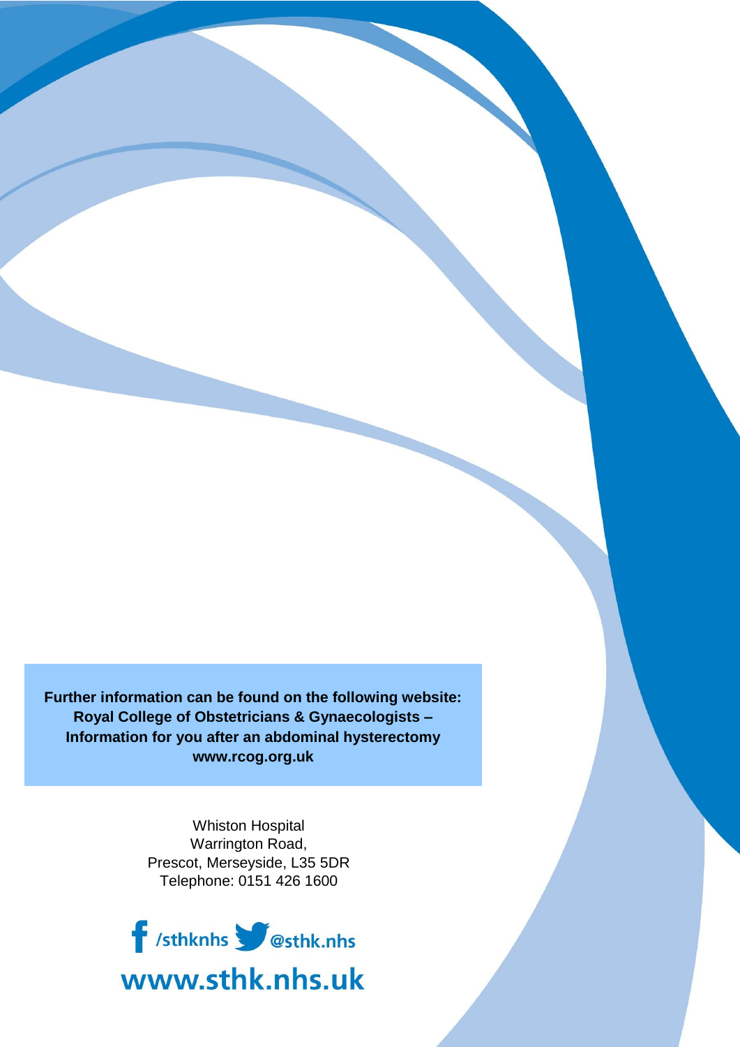**Further information can be found on the following website:**
**Royal College of Obstetricians & Gynaecologists –**
**Information for you after an abdominal hysterectomy**
**www.rcog.org.uk**

Whiston Hospital
Warrington Road,
Prescot, Merseyside, L35 5DR
Telephone: 0151 426 1600

/sthknhs @sthk.nhs

www.sthk.nhs.uk